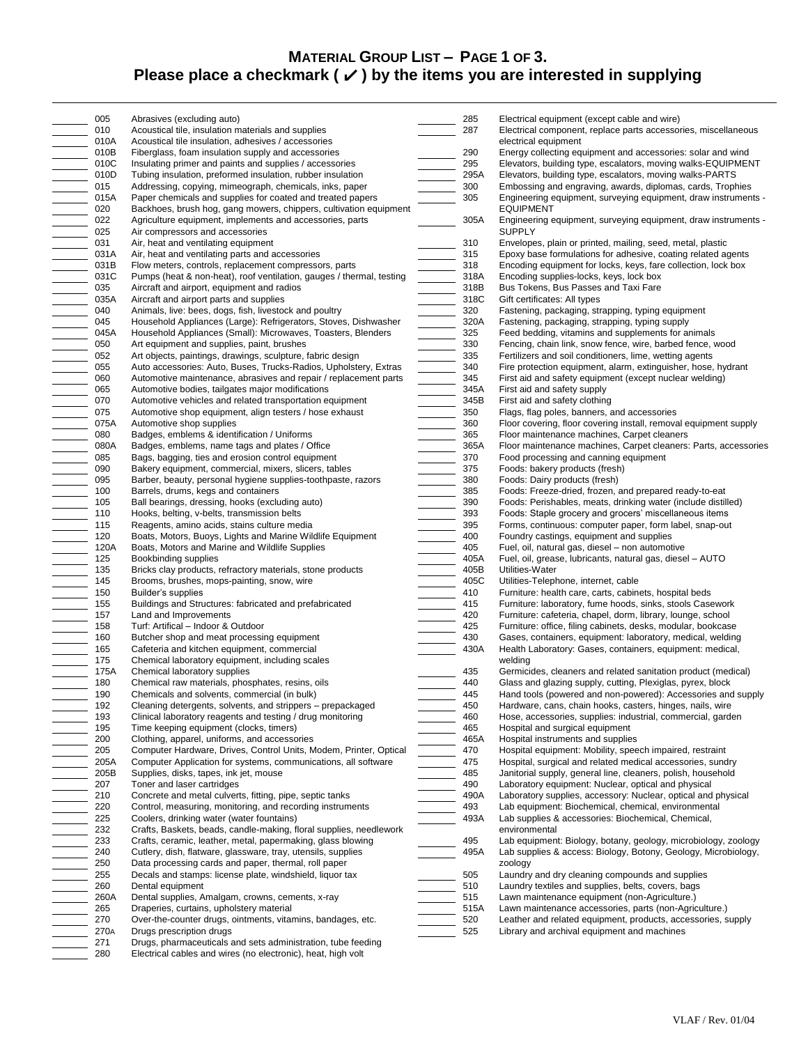## MATERIAL GROUP LIST – PAGE 1 OF 3.
## Please place a checkmark ( ✓ ) by the items you are interested in supplying

| Check | Code | Description |
|---|---|---|
| ______ | 005 | Abrasives (excluding auto) |
| ______ | 010 | Acoustical tile, insulation materials and supplies |
| ______ | 010A | Acoustical tile insulation, adhesives / accessories |
| ______ | 010B | Fiberglass, foam insulation supply and accessories |
| ______ | 010C | Insulating primer and paints and supplies / accessories |
| ______ | 010D | Tubing insulation, preformed insulation, rubber insulation |
| ______ | 015 | Addressing, copying, mimeograph, chemicals, inks, paper |
| ______ | 015A | Paper chemicals and supplies for coated and treated papers |
| ______ | 020 | Backhoes, brush hog, gang mowers, chippers, cultivation equipment |
| ______ | 022 | Agriculture equipment, implements and accessories, parts |
| ______ | 025 | Air compressors and accessories |
| ______ | 031 | Air, heat and ventilating equipment |
| ______ | 031A | Air, heat and ventilating parts and accessories |
| ______ | 031B | Flow meters, controls, replacement compressors, parts |
| ______ | 031C | Pumps (heat & non-heat), roof ventilation, gauges / thermal, testing |
| ______ | 035 | Aircraft and airport, equipment and radios |
| ______ | 035A | Aircraft and airport parts and supplies |
| ______ | 040 | Animals, live: bees, dogs, fish, livestock and poultry |
| ______ | 045 | Household Appliances (Large): Refrigerators, Stoves, Dishwasher |
| ______ | 045A | Household Appliances (Small): Microwaves, Toasters, Blenders |
| ______ | 050 | Art equipment and supplies, paint, brushes |
| ______ | 052 | Art objects, paintings, drawings, sculpture, fabric design |
| ______ | 055 | Auto accessories: Auto, Buses, Trucks-Radios, Upholstery, Extras |
| ______ | 060 | Automotive maintenance, abrasives and repair / replacement parts |
| ______ | 065 | Automotive bodies, tailgates major modifications |
| ______ | 070 | Automotive vehicles and related transportation equipment |
| ______ | 075 | Automotive shop equipment, align testers / hose exhaust |
| ______ | 075A | Automotive shop supplies |
| ______ | 080 | Badges, emblems & identification / Uniforms |
| ______ | 080A | Badges, emblems, name tags and plates / Office |
| ______ | 085 | Bags, bagging, ties and erosion control equipment |
| ______ | 090 | Bakery equipment, commercial, mixers, slicers, tables |
| ______ | 095 | Barber, beauty, personal hygiene supplies-toothpaste, razors |
| ______ | 100 | Barrels, drums, kegs and containers |
| ______ | 105 | Ball bearings, dressing, hooks (excluding auto) |
| ______ | 110 | Hooks, belting, v-belts, transmission belts |
| ______ | 115 | Reagents, amino acids, stains culture media |
| ______ | 120 | Boats, Motors, Buoys, Lights and Marine Wildlife Equipment |
| ______ | 120A | Boats, Motors and Marine and Wildlife Supplies |
| ______ | 125 | Bookbinding supplies |
| ______ | 135 | Bricks clay products, refractory materials, stone products |
| ______ | 145 | Brooms, brushes, mops-painting, snow, wire |
| ______ | 150 | Builder's supplies |
| ______ | 155 | Buildings and Structures: fabricated and prefabricated |
| ______ | 157 | Land and Improvements |
| ______ | 158 | Turf: Artifical – Indoor & Outdoor |
| ______ | 160 | Butcher shop and meat processing equipment |
| ______ | 165 | Cafeteria and kitchen equipment, commercial |
| ______ | 175 | Chemical laboratory equipment, including scales |
| ______ | 175A | Chemical laboratory supplies |
| ______ | 180 | Chemical raw materials, phosphates, resins, oils |
| ______ | 190 | Chemicals and solvents, commercial (in bulk) |
| ______ | 192 | Cleaning detergents, solvents, and strippers – prepackaged |
| ______ | 193 | Clinical laboratory reagents and testing / drug monitoring |
| ______ | 195 | Time keeping equipment (clocks, timers) |
| ______ | 200 | Clothing, apparel, uniforms, and accessories |
| ______ | 205 | Computer Hardware, Drives, Control Units, Modem, Printer, Optical |
| ______ | 205A | Computer Application for systems, communications, all software |
| ______ | 205B | Supplies, disks, tapes, ink jet, mouse |
| ______ | 207 | Toner and laser cartridges |
| ______ | 210 | Concrete and metal culverts, fitting, pipe, septic tanks |
| ______ | 220 | Control, measuring, monitoring, and recording instruments |
| ______ | 225 | Coolers, drinking water (water fountains) |
| ______ | 232 | Crafts, Baskets, beads, candle-making, floral supplies, needlework |
| ______ | 233 | Crafts, ceramic, leather, metal, papermaking, glass blowing |
| ______ | 240 | Cutlery, dish, flatware, glassware, tray, utensils, supplies |
| ______ | 250 | Data processing cards and paper, thermal, roll paper |
| ______ | 255 | Decals and stamps: license plate, windshield, liquor tax |
| ______ | 260 | Dental equipment |
| ______ | 260A | Dental supplies, Amalgam, crowns, cements, x-ray |
| ______ | 265 | Draperies, curtains, upholstery material |
| ______ | 270 | Over-the-counter drugs, ointments, vitamins, bandages, etc. |
| ______ | 270A | Drugs prescription drugs |
| ______ | 271 | Drugs, pharmaceuticals and sets administration, tube feeding |
| ______ | 280 | Electrical cables and wires (no electronic), heat, high volt |
| ______ | 285 | Electrical equipment (except cable and wire) |
| ______ | 287 | Electrical component, replace parts accessories, miscellaneous electrical equipment |
| ______ | 290 | Energy collecting equipment and accessories: solar and wind |
| ______ | 295 | Elevators, building type, escalators, moving walks-EQUIPMENT |
| ______ | 295A | Elevators, building type, escalators, moving walks-PARTS |
| ______ | 300 | Embossing and engraving, awards, diplomas, cards, Trophies |
| ______ | 305 | Engineering equipment, surveying equipment, draw instruments - EQUIPMENT |
| ______ | 305A | Engineering equipment, surveying equipment, draw instruments - SUPPLY |
| ______ | 310 | Envelopes, plain or printed, mailing, seed, metal, plastic |
| ______ | 315 | Epoxy base formulations for adhesive, coating related agents |
| ______ | 318 | Encoding equipment for locks, keys, fare collection, lock box |
| ______ | 318A | Encoding supplies-locks, keys, lock box |
| ______ | 318B | Bus Tokens, Bus Passes and Taxi Fare |
| ______ | 318C | Gift certificates: All types |
| ______ | 320 | Fastening, packaging, strapping, typing equipment |
| ______ | 320A | Fastening, packaging, strapping, typing supply |
| ______ | 325 | Feed bedding, vitamins and supplements for animals |
| ______ | 330 | Fencing, chain link, snow fence, wire, barbed fence, wood |
| ______ | 335 | Fertilizers and soil conditioners, lime, wetting agents |
| ______ | 340 | Fire protection equipment, alarm, extinguisher, hose, hydrant |
| ______ | 345 | First aid and safety equipment (except nuclear welding) |
| ______ | 345A | First aid and safety supply |
| ______ | 345B | First aid and safety clothing |
| ______ | 350 | Flags, flag poles, banners, and accessories |
| ______ | 360 | Floor covering, floor covering install, removal equipment supply |
| ______ | 365 | Floor maintenance machines, Carpet cleaners |
| ______ | 365A | Floor maintenance machines, Carpet cleaners: Parts, accessories |
| ______ | 370 | Food processing and canning equipment |
| ______ | 375 | Foods: bakery products (fresh) |
| ______ | 380 | Foods: Dairy products (fresh) |
| ______ | 385 | Foods: Freeze-dried, frozen, and prepared ready-to-eat |
| ______ | 390 | Foods: Perishables, meats, drinking water (include distilled) |
| ______ | 393 | Foods: Staple grocery and grocers' miscellaneous items |
| ______ | 395 | Forms, continuous: computer paper, form label, snap-out |
| ______ | 400 | Foundry castings, equipment and supplies |
| ______ | 405 | Fuel, oil, natural gas, diesel – non automotive |
| ______ | 405A | Fuel, oil, grease, lubricants, natural gas, diesel – AUTO |
| ______ | 405B | Utilities-Water |
| ______ | 405C | Utilities-Telephone, internet, cable |
| ______ | 410 | Furniture: health care, carts, cabinets, hospital beds |
| ______ | 415 | Furniture: laboratory, fume hoods, sinks, stools Casework |
| ______ | 420 | Furniture: cafeteria, chapel, dorm, library, lounge, school |
| ______ | 425 | Furniture: office, filing cabinets, desks, modular, bookcase |
| ______ | 430 | Gases, containers, equipment: laboratory, medical, welding |
| ______ | 430A | Health Laboratory: Gases, containers, equipment: medical, welding |
| ______ | 435 | Germicides, cleaners and related sanitation product (medical) |
| ______ | 440 | Glass and glazing supply, cutting, Plexiglas, pyrex, block |
| ______ | 445 | Hand tools (powered and non-powered): Accessories and supply |
| ______ | 450 | Hardware, cans, chain hooks, casters, hinges, nails, wire |
| ______ | 460 | Hose, accessories, supplies: industrial, commercial, garden |
| ______ | 465 | Hospital and surgical equipment |
| ______ | 465A | Hospital instruments and supplies |
| ______ | 470 | Hospital equipment: Mobility, speech impaired, restraint |
| ______ | 475 | Hospital, surgical and related medical accessories, sundry |
| ______ | 485 | Janitorial supply, general line, cleaners, polish, household |
| ______ | 490 | Laboratory equipment: Nuclear, optical and physical |
| ______ | 490A | Laboratory supplies, accessory: Nuclear, optical and physical |
| ______ | 493 | Lab equipment: Biochemical, chemical, environmental |
| ______ | 493A | Lab supplies & accessories: Biochemical, Chemical, environmental |
| ______ | 495 | Lab equipment: Biology, botany, geology, microbiology, zoology |
| ______ | 495A | Lab supplies & access: Biology, Botony, Geology, Microbiology, zoology |
| ______ | 505 | Laundry and dry cleaning compounds and supplies |
| ______ | 510 | Laundry textiles and supplies, belts, covers, bags |
| ______ | 515 | Lawn maintenance equipment (non-Agriculture.) |
| ______ | 515A | Lawn maintenance accessories, parts (non-Agriculture.) |
| ______ | 520 | Leather and related equipment, products, accessories, supply |
| ______ | 525 | Library and archival equipment and machines |

VLAF / Rev. 01/04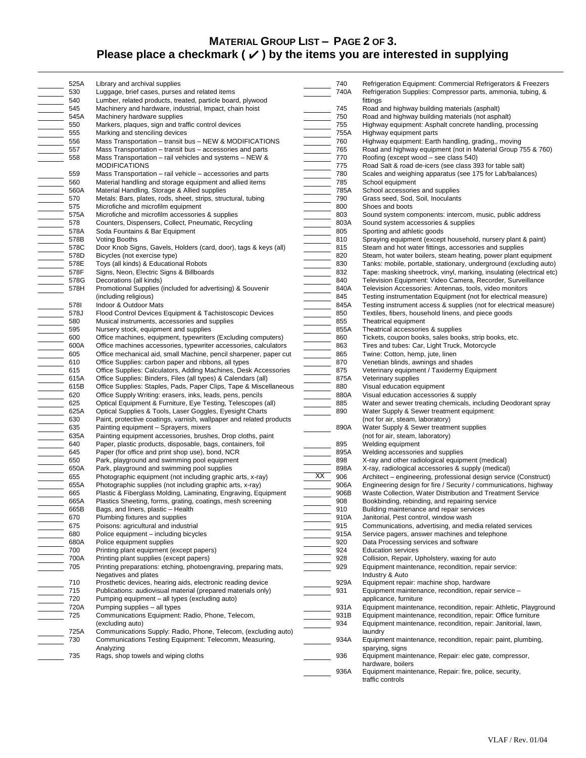# MATERIAL GROUP LIST – PAGE 2 OF 3.

## Please place a checkmark ( ✓ ) by the items you are interested in supplying

| Check | Code | Description |
|---|---|---|
| | 525A | Library and archival supplies |
| | 530 | Luggage, brief cases, purses and related items |
| | 540 | Lumber, related products, treated, particle board, plywood |
| | 545 | Machinery and hardware, industrial, Impact, chain hoist |
| | 545A | Machinery hardware supplies |
| | 550 | Markers, plaques, sign and traffic control devices |
| | 555 | Marking and stenciling devices |
| | 556 | Mass Transportation – transit bus – NEW & MODIFICATIONS |
| | 557 | Mass Transportation – transit bus – accessories and parts |
| | 558 | Mass Transportation – rail vehicles and systems – NEW & MODIFICATIONS |
| | 559 | Mass Transportation – rail vehicle – accessories and parts |
| | 560 | Material handling and storage equipment and allied items |
| | 560A | Material Handling, Storage & Allied supplies |
| | 570 | Metals: Bars, plates, rods, sheet, strips, structural, tubing |
| | 575 | Microfiche and microfilm equipment |
| | 575A | Microfiche and microfilm accessories & supplies |
| | 578 | Counters, Dispensers, Collect, Pneumatic, Recycling |
| | 578A | Soda Fountains & Bar Equipment |
| | 578B | Voting Booths |
| | 578C | Door Knob Signs, Gavels, Holders (card, door), tags & keys (all) |
| | 578D | Bicycles (not exercise type) |
| | 578E | Toys (all kinds) & Educational Robots |
| | 578F | Signs, Neon, Electric Signs & Billboards |
| | 578G | Decorations (all kinds) |
| | 578H | Promotional Supplies (included for advertising) & Souvenir (including religious) |
| | 578I | Indoor & Outdoor Mats |
| | 578J | Flood Control Devices Equipment & Tachistoscopic Devices |
| | 580 | Musical instruments, accessories and supplies |
| | 595 | Nursery stock, equipment and supplies |
| | 600 | Office machines, equipment, typewriters (Excluding computers) |
| | 600A | Office machines accessories, typewriter accessories, calculators |
| | 605 | Office mechanical aid, small Machine, pencil sharpener, paper cut |
| | 610 | Office Supplies: carbon paper and ribbons, all types |
| | 615 | Office Supplies: Calculators, Adding Machines, Desk Accessories |
| | 615A | Office Supplies: Binders, Files (all types) & Calendars (all) |
| | 615B | Office Supplies: Staples, Pads, Paper Clips, Tape & Miscellaneous |
| | 620 | Office Supply Writing: erasers, inks, leads, pens, pencils |
| | 625 | Optical Equipment & Furniture, Eye Testing, Telescopes (all) |
| | 625A | Optical Supplies & Tools, Laser Goggles, Eyesight Charts |
| | 630 | Paint, protective coatings, varnish, wallpaper and related products |
| | 635 | Painting equipment – Sprayers, mixers |
| | 635A | Painting equipment accessories, brushes, Drop cloths, paint |
| | 640 | Paper, plastic products, disposable, bags, containers, foil |
| | 645 | Paper (for office and print shop use), bond, NCR |
| | 650 | Park, playground and swimming pool equipment |
| | 650A | Park, playground and swimming pool supplies |
| | 655 | Photographic equipment (not including graphic arts, x-ray) |
| | 655A | Photographic supplies (not including graphic arts, x-ray) |
| | 665 | Plastic & Fiberglass Molding, Laminating, Engraving, Equipment |
| | 665A | Plastics Sheeting, forms, grating, coatings, mesh screening |
| | 665B | Bags, and liners, plastic – Health |
| | 670 | Plumbing fixtures and supplies |
| | 675 | Poisons: agricultural and industrial |
| | 680 | Police equipment – including bicycles |
| | 680A | Police equipment supplies |
| | 700 | Printing plant equipment (except papers) |
| | 700A | Printing plant supplies (except papers) |
| | 705 | Printing preparations: etching, photoengraving, preparing mats, Negatives and plates |
| | 710 | Prosthetic devices, hearing aids, electronic reading device |
| | 715 | Publications: audiovisual material (prepared materials only) |
| | 720 | Pumping equipment – all types (excluding auto) |
| | 720A | Pumping supplies – all types |
| | 725 | Communications Equipment: Radio, Phone, Telecom, (excluding auto) |
| | 725A | Communications Supply: Radio, Phone, Telecom, (excluding auto) |
| | 730 | Communications Testing Equipment: Telecomm, Measuring, Analyzing |
| | 735 | Rags, shop towels and wiping cloths |
| | 740 | Refrigeration Equipment: Commercial Refrigerators & Freezers |
| | 740A | Refrigeration Supplies: Compressor parts, ammonia, tubing, & fittings |
| | 745 | Road and highway building materials (asphalt) |
| | 750 | Road and highway building materials (not asphalt) |
| | 755 | Highway equipment: Asphalt concrete handling, processing |
| | 755A | Highway equipment parts |
| | 760 | Highway equipment: Earth handling, grading,, moving |
| | 765 | Road and highway equipment (not in Material Group 755 & 760) |
| | 770 | Roofing (except wood – see class 540) |
| | 775 | Road Salt & road de-icers (see class 393 for table salt) |
| | 780 | Scales and weighing apparatus (see 175 for Lab/balances) |
| | 785 | School equipment |
| | 785A | School accessories and supplies |
| | 790 | Grass seed, Sod, Soil, Inoculants |
| | 800 | Shoes and boots |
| | 803 | Sound system components: intercom, music, public address |
| | 803A | Sound system accessories & supplies |
| | 805 | Sporting and athletic goods |
| | 810 | Spraying equipment (except household, nursery plant & paint) |
| | 815 | Steam and hot water fittings, accessories and supplies |
| | 820 | Steam, hot water boilers, steam heating, power plant equipment |
| | 830 | Tanks: mobile, portable, stationary, underground (excluding auto) |
| | 832 | Tape: masking sheetrock, vinyl, marking, insulating (electrical etc) |
| | 840 | Television Equipment: Video Camera, Recorder, Surveillance |
| | 840A | Television Accessories: Antennas, tools, video monitors |
| | 845 | Testing instrumentation Equipment (not for electrical measure) |
| | 845A | Testing instrument access & supplies (not for electrical measure) |
| | 850 | Textiles, fibers, household linens, and piece goods |
| | 855 | Theatrical equipment |
| | 855A | Theatrical accessories & supplies |
| | 860 | Tickets, coupon books, sales books, strip books, etc. |
| | 863 | Tires and tubes: Car, Light Truck, Motorcycle |
| | 865 | Twine: Cotton, hemp, jute, linen |
| | 870 | Venetian blinds, awnings and shades |
| | 875 | Veterinary equipment / Taxidermy Equipment |
| | 875A | Veterinary supplies |
| | 880 | Visual education equipment |
| | 880A | Visual education accessories & supply |
| | 885 | Water and sewer treating chemicals, including Deodorant spray |
| | 890 | Water Supply & Sewer treatment equipment: (not for air, steam, laboratory) |
| | 890A | Water Supply & Sewer treatment supplies (not for air, steam, laboratory) |
| | 895 | Welding equipment |
| | 895A | Welding accessories and supplies |
| | 898 | X-ray and other radiological equipment (medical) |
| | 898A | X-ray, radiological accessories & supply (medical) |
| XX | 906 | Architect – engineering, professional design service (Construct) |
| | 906A | Engineering design for fire / Security / communications, highway |
| | 906B | Waste Collection, Water Distribution and Treatment Service |
| | 908 | Bookbinding, rebinding, and repairing service |
| | 910 | Building maintenance and repair services |
| | 910A | Janitorial, Pest control, window wash |
| | 915 | Communications, advertising, and media related services |
| | 915A | Service pagers, answer machines and telephone |
| | 920 | Data Processing services and software |
| | 924 | Education services |
| | 928 | Collision, Repair, Upholstery, waxing for auto |
| | 929 | Equipment maintenance, recondition, repair service: Industry & Auto |
| | 929A | Equipment repair: machine shop, hardware |
| | 931 | Equipment maintenance, recondition, repair service – applicance, furniture |
| | 931A | Equipment maintenance, recondition, repair: Athletic, Playground |
| | 931B | Equipment maintenance, recondition, repair: Office furniture |
| | 934 | Equipment maintenance, recondition, repair: Janitorial, lawn, laundry |
| | 934A | Equipment maintenance, recondition, repair: paint, plumbing, sparying, signs |
| | 936 | Equipment maintenance, Repair: elec gate, compressor, hardware, boilers |
| | 936A | Equipment maintenance, Repair: fire, police, security, traffic controls |

VLAF / Rev. 01/04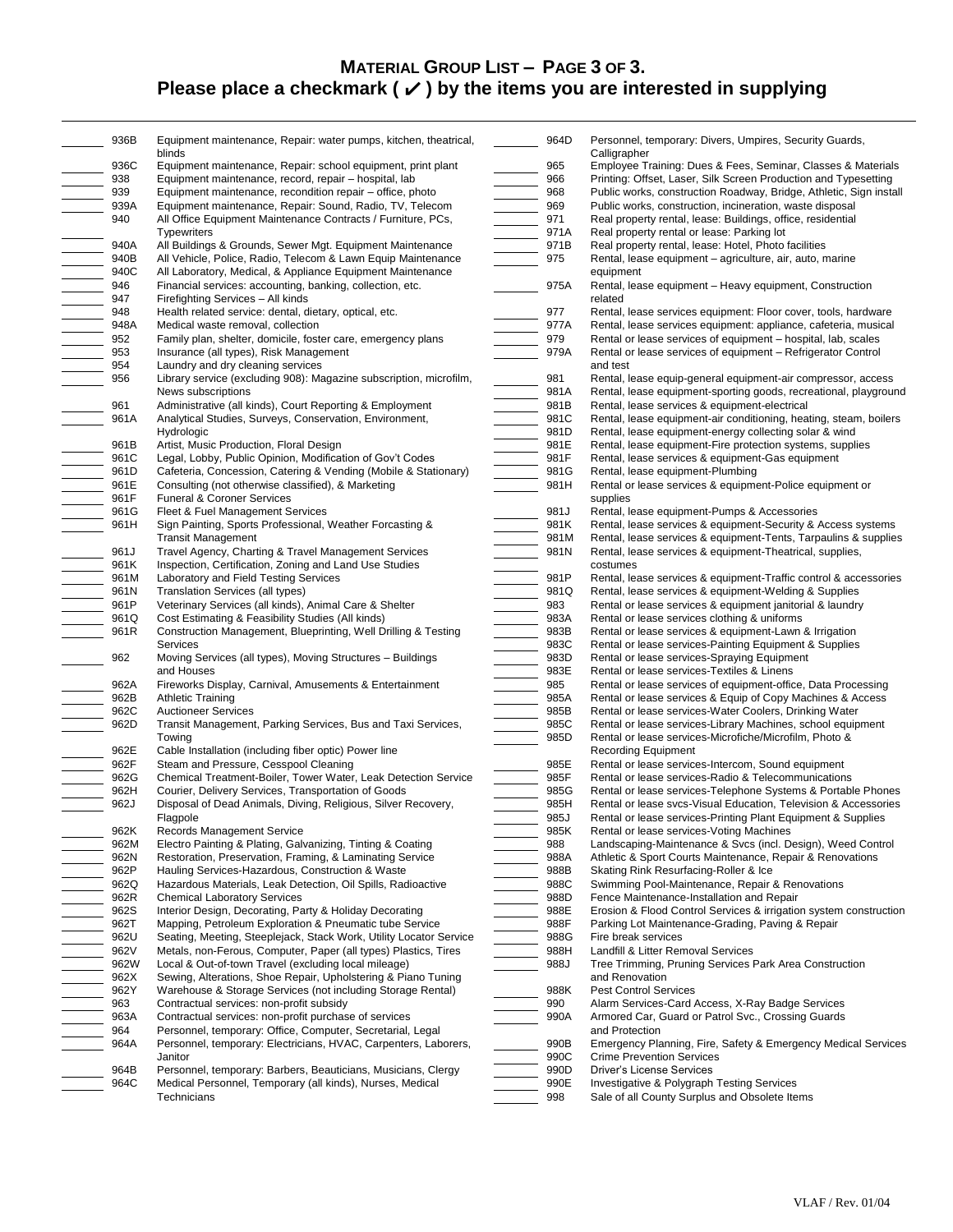# MATERIAL GROUP LIST – PAGE 3 OF 3.

## Please place a checkmark ( ✓ ) by the items you are interested in supplying

| | | |
|---|---|---|
| ______ | 936B | Equipment maintenance, Repair: water pumps, kitchen, theatrical, blinds |
| ______ | 936C | Equipment maintenance, Repair: school equipment, print plant |
| ______ | 938 | Equipment maintenance, record, repair – hospital, lab |
| ______ | 939 | Equipment maintenance, recondition repair – office, photo |
| ______ | 939A | Equipment maintenance, Repair: Sound, Radio, TV, Telecom |
| ______ | 940 | All Office Equipment Maintenance Contracts / Furniture, PCs, Typewriters |
| ______ | 940A | All Buildings & Grounds, Sewer Mgt. Equipment Maintenance |
| ______ | 940B | All Vehicle, Police, Radio, Telecom & Lawn Equip Maintenance |
| ______ | 940C | All Laboratory, Medical, & Appliance Equipment Maintenance |
| ______ | 946 | Financial services: accounting, banking, collection, etc. |
| ______ | 947 | Firefighting Services – All kinds |
| ______ | 948 | Health related service: dental, dietary, optical, etc. |
| ______ | 948A | Medical waste removal, collection |
| ______ | 952 | Family plan, shelter, domicile, foster care, emergency plans |
| ______ | 953 | Insurance (all types), Risk Management |
| ______ | 954 | Laundry and dry cleaning services |
| ______ | 956 | Library service (excluding 908): Magazine subscription, microfilm, News subscriptions |
| ______ | 961 | Administrative (all kinds), Court Reporting & Employment |
| ______ | 961A | Analytical Studies, Surveys, Conservation, Environment, Hydrologic |
| ______ | 961B | Artist, Music Production, Floral Design |
| ______ | 961C | Legal, Lobby, Public Opinion, Modification of Gov't Codes |
| ______ | 961D | Cafeteria, Concession, Catering & Vending (Mobile & Stationary) |
| ______ | 961E | Consulting (not otherwise classified), & Marketing |
| ______ | 961F | Funeral & Coroner Services |
| ______ | 961G | Fleet & Fuel Management Services |
| ______ | 961H | Sign Painting, Sports Professional, Weather Forcasting & Transit Management |
| ______ | 961J | Travel Agency, Charting & Travel Management Services |
| ______ | 961K | Inspection, Certification, Zoning and Land Use Studies |
| ______ | 961M | Laboratory and Field Testing Services |
| ______ | 961N | Translation Services (all types) |
| ______ | 961P | Veterinary Services (all kinds), Animal Care & Shelter |
| ______ | 961Q | Cost Estimating & Feasibility Studies (All kinds) |
| ______ | 961R | Construction Management, Blueprinting, Well Drilling & Testing Services |
| ______ | 962 | Moving Services (all types), Moving Structures – Buildings and Houses |
| ______ | 962A | Fireworks Display, Carnival, Amusements & Entertainment |
| ______ | 962B | Athletic Training |
| ______ | 962C | Auctioneer Services |
| ______ | 962D | Transit Management, Parking Services, Bus and Taxi Services, Towing |
| ______ | 962E | Cable Installation (including fiber optic) Power line |
| ______ | 962F | Steam and Pressure, Cesspool Cleaning |
| ______ | 962G | Chemical Treatment-Boiler, Tower Water, Leak Detection Service |
| ______ | 962H | Courier, Delivery Services, Transportation of Goods |
| ______ | 962J | Disposal of Dead Animals, Diving, Religious, Silver Recovery, Flagpole |
| ______ | 962K | Records Management Service |
| ______ | 962M | Electro Painting & Plating, Galvanizing, Tinting & Coating |
| ______ | 962N | Restoration, Preservation, Framing, & Laminating Service |
| ______ | 962P | Hauling Services-Hazardous, Construction & Waste |
| ______ | 962Q | Hazardous Materials, Leak Detection, Oil Spills, Radioactive |
| ______ | 962R | Chemical Laboratory Services |
| ______ | 962S | Interior Design, Decorating, Party & Holiday Decorating |
| ______ | 962T | Mapping, Petroleum Exploration & Pneumatic tube Service |
| ______ | 962U | Seating, Meeting, Steeplejack, Stack Work, Utility Locator Service |
| ______ | 962V | Metals, non-Ferous, Computer, Paper (all types) Plastics, Tires |
| ______ | 962W | Local & Out-of-town Travel (excluding local mileage) |
| ______ | 962X | Sewing, Alterations, Shoe Repair, Upholstering & Piano Tuning |
| ______ | 962Y | Warehouse & Storage Services (not including Storage Rental) |
| ______ | 963 | Contractual services: non-profit subsidy |
| ______ | 963A | Contractual services: non-profit purchase of services |
| ______ | 964 | Personnel, temporary: Office, Computer, Secretarial, Legal |
| ______ | 964A | Personnel, temporary: Electricians, HVAC, Carpenters, Laborers, Janitor |
| ______ | 964B | Personnel, temporary: Barbers, Beauticians, Musicians, Clergy |
| ______ | 964C | Medical Personnel, Temporary (all kinds), Nurses, Medical Technicians |
| ______ | 964D | Personnel, temporary: Divers, Umpires, Security Guards, Calligrapher |
| ______ | 965 | Employee Training: Dues & Fees, Seminar, Classes & Materials |
| ______ | 966 | Printing: Offset, Laser, Silk Screen Production and Typesetting |
| ______ | 968 | Public works, construction Roadway, Bridge, Athletic, Sign install |
| ______ | 969 | Public works, construction, incineration, waste disposal |
| ______ | 971 | Real property rental, lease: Buildings, office, residential |
| ______ | 971A | Real property rental or lease: Parking lot |
| ______ | 971B | Real property rental, lease: Hotel, Photo facilities |
| ______ | 975 | Rental, lease equipment – agriculture, air, auto, marine equipment |
| ______ | 975A | Rental, lease equipment – Heavy equipment, Construction related |
| ______ | 977 | Rental, lease services equipment: Floor cover, tools, hardware |
| ______ | 977A | Rental, lease services equipment: appliance, cafeteria, musical |
| ______ | 979 | Rental or lease services of equipment – hospital, lab, scales |
| ______ | 979A | Rental or lease services of equipment – Refrigerator Control and test |
| ______ | 981 | Rental, lease equip-general equipment-air compressor, access |
| ______ | 981A | Rental, lease equipment-sporting goods, recreational, playground |
| ______ | 981B | Rental, lease services & equipment-electrical |
| ______ | 981C | Rental, lease equipment-air conditioning, heating, steam, boilers |
| ______ | 981D | Rental, lease equipment-energy collecting solar & wind |
| ______ | 981E | Rental, lease equipment-Fire protection systems, supplies |
| ______ | 981F | Rental, lease services & equipment-Gas equipment |
| ______ | 981G | Rental, lease equipment-Plumbing |
| ______ | 981H | Rental or lease services & equipment-Police equipment or supplies |
| ______ | 981J | Rental, lease equipment-Pumps & Accessories |
| ______ | 981K | Rental, lease services & equipment-Security & Access systems |
| ______ | 981M | Rental, lease services & equipment-Tents, Tarpaulins & supplies |
| ______ | 981N | Rental, lease services & equipment-Theatrical, supplies, costumes |
| ______ | 981P | Rental, lease services & equipment-Traffic control & accessories |
| ______ | 981Q | Rental, lease services & equipment-Welding & Supplies |
| ______ | 983 | Rental or lease services & equipment janitorial & laundry |
| ______ | 983A | Rental or lease services clothing & uniforms |
| ______ | 983B | Rental or lease services & equipment-Lawn & Irrigation |
| ______ | 983C | Rental or lease services-Painting Equipment & Supplies |
| ______ | 983D | Rental or lease services-Spraying Equipment |
| ______ | 983E | Rental or lease services-Textiles & Linens |
| ______ | 985 | Rental or lease services of equipment-office, Data Processing |
| ______ | 985A | Rental or lease services & Equip of Copy Machines & Access |
| ______ | 985B | Rental or lease services-Water Coolers, Drinking Water |
| ______ | 985C | Rental or lease services-Library Machines, school equipment |
| ______ | 985D | Rental or lease services-Microfiche/Microfilm, Photo & Recording Equipment |
| ______ | 985E | Rental or lease services-Intercom, Sound equipment |
| ______ | 985F | Rental or lease services-Radio & Telecommunications |
| ______ | 985G | Rental or lease services-Telephone Systems & Portable Phones |
| ______ | 985H | Rental or lease svcs-Visual Education, Television & Accessories |
| ______ | 985J | Rental or lease services-Printing Plant Equipment & Supplies |
| ______ | 985K | Rental or lease services-Voting Machines |
| ______ | 988 | Landscaping-Maintenance & Svcs (incl. Design), Weed Control |
| ______ | 988A | Athletic & Sport Courts Maintenance, Repair & Renovations |
| ______ | 988B | Skating Rink Resurfacing-Roller & Ice |
| ______ | 988C | Swimming Pool-Maintenance, Repair & Renovations |
| ______ | 988D | Fence Maintenance-Installation and Repair |
| ______ | 988E | Erosion & Flood Control Services & irrigation system construction |
| ______ | 988F | Parking Lot Maintenance-Grading, Paving & Repair |
| ______ | 988G | Fire break services |
| ______ | 988H | Landfill & Litter Removal Services |
| ______ | 988J | Tree Trimming, Pruning Services Park Area Construction and Renovation |
| ______ | 988K | Pest Control Services |
| ______ | 990 | Alarm Services-Card Access, X-Ray Badge Services |
| ______ | 990A | Armored Car, Guard or Patrol Svc., Crossing Guards and Protection |
| ______ | 990B | Emergency Planning, Fire, Safety & Emergency Medical Services |
| ______ | 990C | Crime Prevention Services |
| ______ | 990D | Driver's License Services |
| ______ | 990E | Investigative & Polygraph Testing Services |
| ______ | 998 | Sale of all County Surplus and Obsolete Items |

VLAF / Rev. 01/04